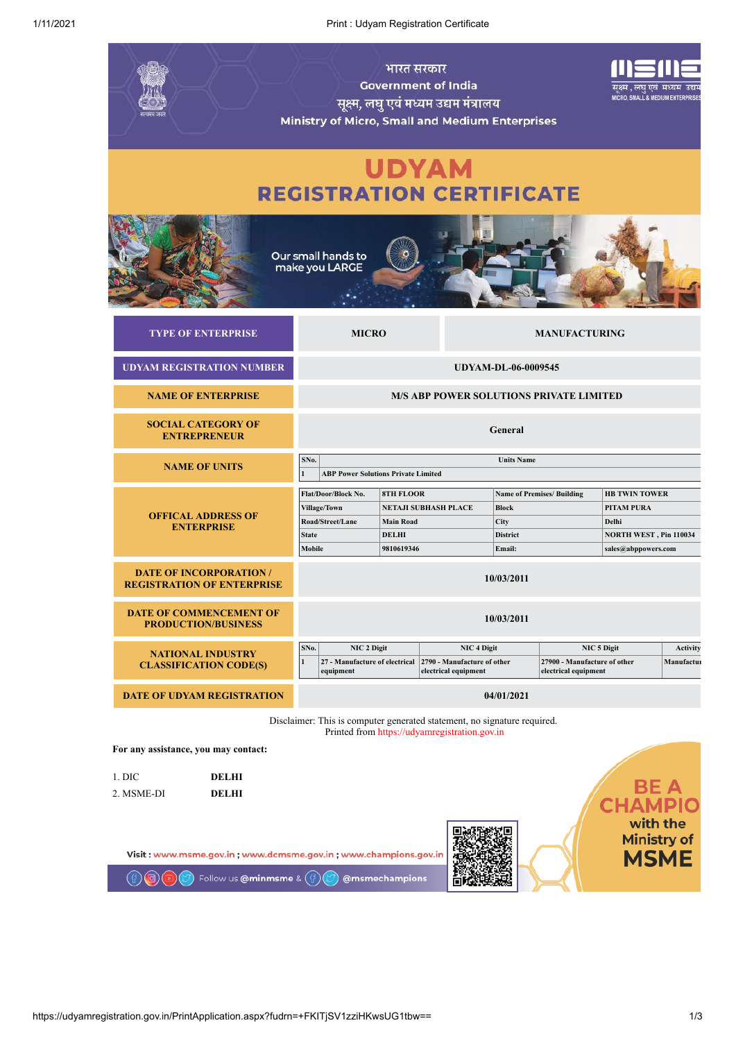भारत सरकार

Government of India

सूक्ष्म, लघु एवं मध्यम उद्यम मंत्रालय

Ministry of Micro, Small and Medium Enterprises

# UDYAM
## REGISTRATION CERTIFICATE

Our small hands to make you LARGE

| TYPE OF ENTERPRISE | MICRO | MANUFACTURING |
|---|---|---|
| UDYAM REGISTRATION NUMBER | UDYAM-DL-06-0009545 | |
| NAME OF ENTERPRISE | M/S ABP POWER SOLUTIONS PRIVATE LIMITED | |
| SOCIAL CATEGORY OF ENTREPRENEUR | General | |

**NAME OF UNITS**

| SNo. | Units Name |
|---|---|
| 1 | ABP Power Solutions Private Limited |

**OFFICAL ADDRESS OF ENTERPRISE**

| Flat/Door/Block No. | 8TH FLOOR | Name of Premises/ Building | HB TWIN TOWER |
|---|---|---|---|
| Village/Town | NETAJI SUBHASH PLACE | Block | PITAM PURA |
| Road/Street/Lane | Main Road | City | Delhi |
| State | DELHI | District | NORTH WEST , Pin 110034 |
| Mobile | 9810619346 | Email: | sales@abppowers.com |

| DATE OF INCORPORATION / REGISTRATION OF ENTERPRISE | 10/03/2011 |
|---|---|
| DATE OF COMMENCEMENT OF PRODUCTION/BUSINESS | 10/03/2011 |

**NATIONAL INDUSTRY CLASSIFICATION CODE(S)**

| SNo. | NIC 2 Digit | NIC 4 Digit | NIC 5 Digit | Activity |
|---|---|---|---|---|
| 1 | 27 - Manufacture of electrical equipment | 2790 - Manufacture of other electrical equipment | 27900 - Manufacture of other electrical equipment | Manufactu |

| DATE OF UDYAM REGISTRATION | 04/01/2021 |
|---|---|

Disclaimer: This is computer generated statement, no signature required.
Printed from https://udyamregistration.gov.in

**For any assistance, you may contact:**

1. DIC **DELHI**
2. MSME-DI **DELHI**

Visit : www.msme.gov.in ; www.dcmsme.gov.in ; www.champions.gov.in

Follow us @minmsme & @msmechampions

BE A CHAMPIO with the Ministry of MSME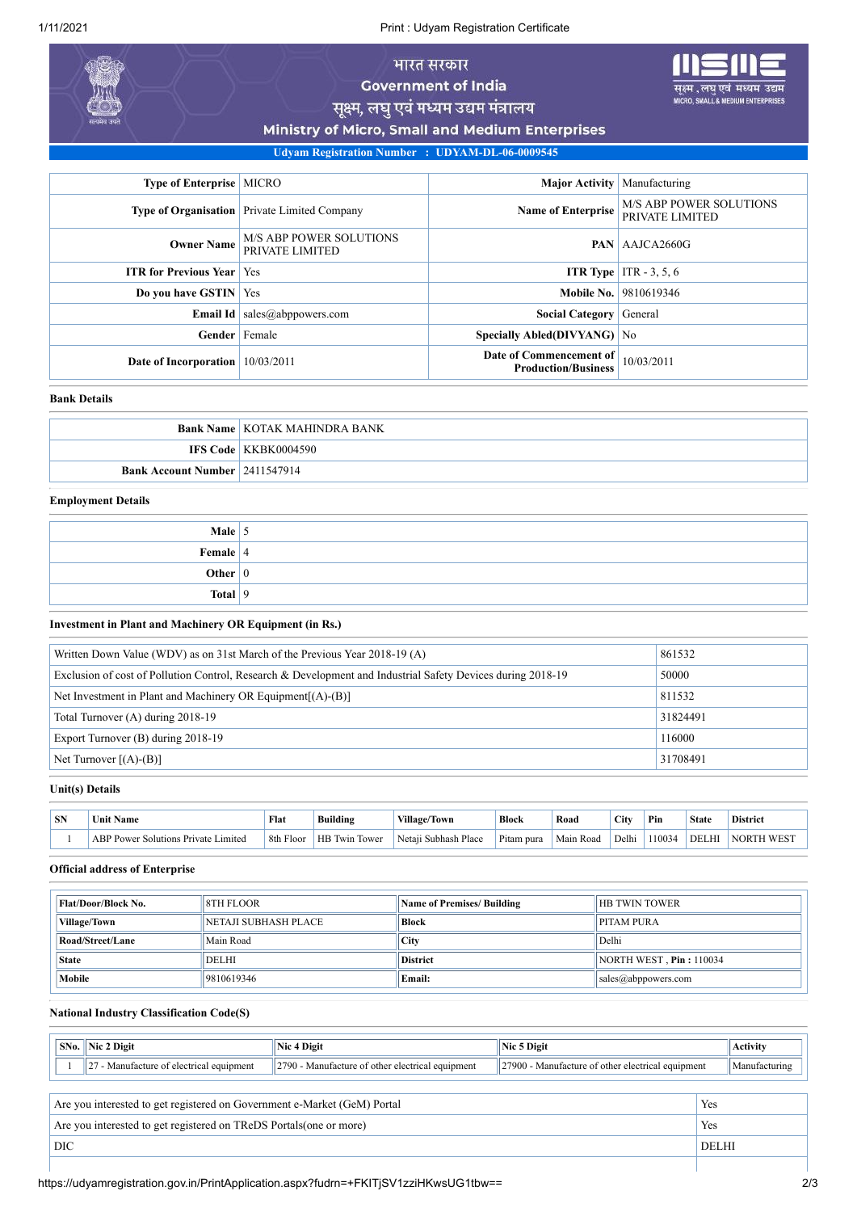भारत सरकार

Government of India

सूक्ष्म, लघु एवं मध्यम उद्यम मंत्रालय

Ministry of Micro, Small and Medium Enterprises

**Udyam Registration Number : UDYAM-DL-06-0009545**

| | | | |
|---|---|---|---|
| **Type of Enterprise** | MICRO | **Major Activity** | Manufacturing |
| **Type of Organisation** | Private Limited Company | **Name of Enterprise** | M/S ABP POWER SOLUTIONS PRIVATE LIMITED |
| **Owner Name** | M/S ABP POWER SOLUTIONS PRIVATE LIMITED | **PAN** | AAJCA2660G |
| **ITR for Previous Year** | Yes | **ITR Type** | ITR - 3, 5, 6 |
| **Do you have GSTIN** | Yes | **Mobile No.** | 9810619346 |
| **Email Id** | sales@abppowers.com | **Social Category** | General |
| **Gender** | Female | **Specially Abled(DIVYANG)** | No |
| **Date of Incorporation** | 10/03/2011 | **Date of Commencement of Production/Business** | 10/03/2011 |

### Bank Details

| | |
|---|---|
| **Bank Name** | KOTAK MAHINDRA BANK |
| **IFS Code** | KKBK0004590 |
| **Bank Account Number** | 2411547914 |

### Employment Details

| | |
|---|---|
| **Male** | 5 |
| **Female** | 4 |
| **Other** | 0 |
| **Total** | 9 |

### Investment in Plant and Machinery OR Equipment (in Rs.)

| | |
|---|---|
| Written Down Value (WDV) as on 31st March of the Previous Year 2018-19 (A) | 861532 |
| Exclusion of cost of Pollution Control, Research & Development and Industrial Safety Devices during 2018-19 | 50000 |
| Net Investment in Plant and Machinery OR Equipment[(A)-(B)] | 811532 |
| Total Turnover (A) during 2018-19 | 31824491 |
| Export Turnover (B) during 2018-19 | 116000 |
| Net Turnover [(A)-(B)] | 31708491 |

### Unit(s) Details

| SN | Unit Name | Flat | Building | Village/Town | Block | Road | City | Pin | State | District |
|---|---|---|---|---|---|---|---|---|---|---|
| 1 | ABP Power Solutions Private Limited | 8th Floor | HB Twin Tower | Netaji Subhash Place | Pitam pura | Main Road | Delhi | 110034 | DELHI | NORTH WEST |

### Official address of Enterprise

| | | | |
|---|---|---|---|
| **Flat/Door/Block No.** | 8TH FLOOR | **Name of Premises/ Building** | HB TWIN TOWER |
| **Village/Town** | NETAJI SUBHASH PLACE | **Block** | PITAM PURA |
| **Road/Street/Lane** | Main Road | **City** | Delhi |
| **State** | DELHI | **District** | NORTH WEST , **Pin :** 110034 |
| **Mobile** | 9810619346 | **Email:** | sales@abppowers.com |

### National Industry Classification Code(S)

| SNo. | Nic 2 Digit | Nic 4 Digit | Nic 5 Digit | Activity |
|---|---|---|---|---|
| 1 | 27 - Manufacture of electrical equipment | 2790 - Manufacture of other electrical equipment | 27900 - Manufacture of other electrical equipment | Manufacturing |

| | |
|---|---|
| Are you interested to get registered on Government e-Market (GeM) Portal | Yes |
| Are you interested to get registered on TReDS Portals(one or more) | Yes |
| DIC | DELHI |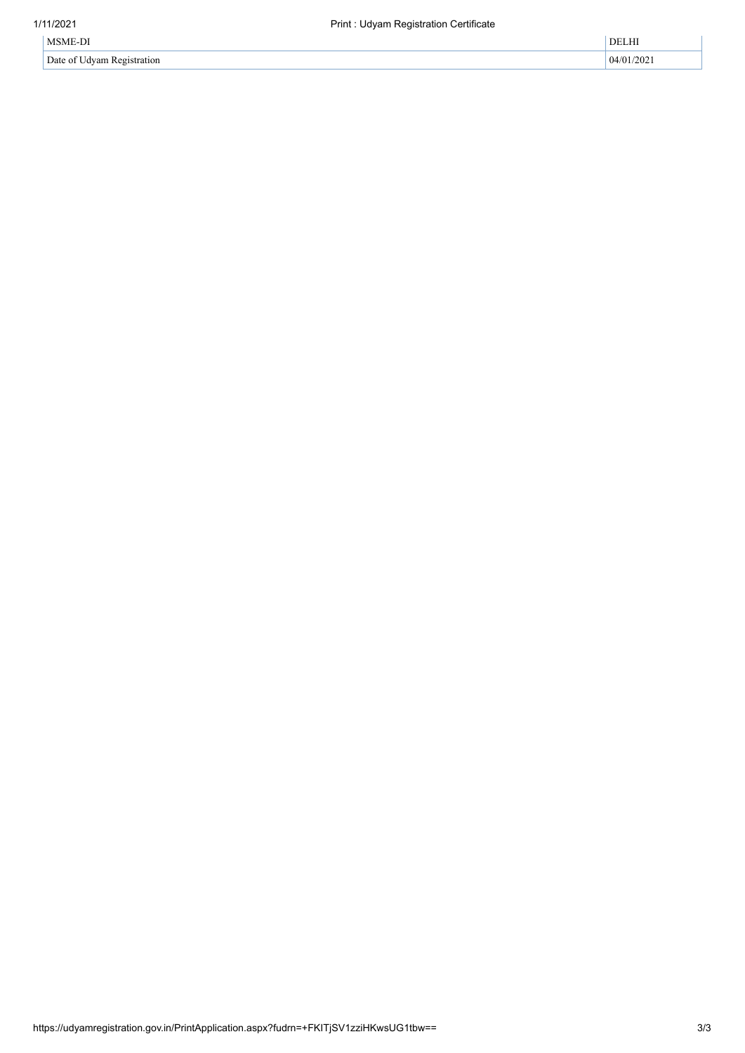| | |
|---|---|
| MSME-DI | DELHI |
| Date of Udyam Registration | 04/01/2021 |